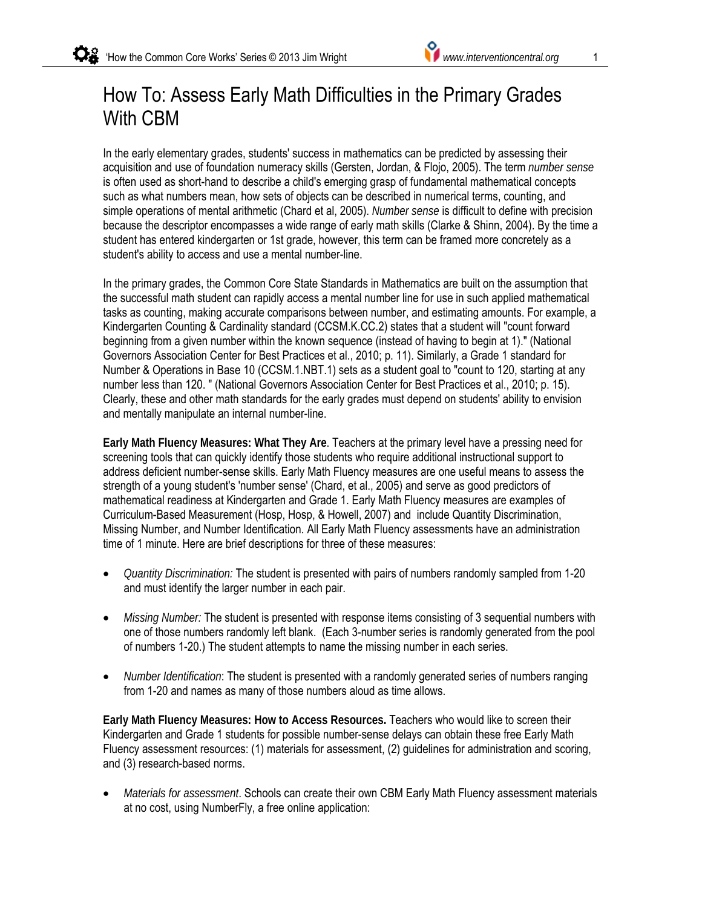# How To: Assess Early Math Difficulties in the Primary Grades With CBM

In the early elementary grades, students' success in mathematics can be predicted by assessing their acquisition and use of foundation numeracy skills (Gersten, Jordan, & Flojo, 2005). The term *number sense* is often used as short-hand to describe a child's emerging grasp of fundamental mathematical concepts such as what numbers mean, how sets of objects can be described in numerical terms, counting, and simple operations of mental arithmetic (Chard et al, 2005). *Number sense* is difficult to define with precision because the descriptor encompasses a wide range of early math skills (Clarke & Shinn, 2004). By the time a student has entered kindergarten or 1st grade, however, this term can be framed more concretely as a student's ability to access and use a mental number-line.

In the primary grades, the Common Core State Standards in Mathematics are built on the assumption that the successful math student can rapidly access a mental number line for use in such applied mathematical tasks as counting, making accurate comparisons between number, and estimating amounts. For example, a Kindergarten Counting & Cardinality standard (CCSM.K.CC.2) states that a student will "count forward beginning from a given number within the known sequence (instead of having to begin at 1)." (National Governors Association Center for Best Practices et al., 2010; p. 11). Similarly, a Grade 1 standard for Number & Operations in Base 10 (CCSM.1.NBT.1) sets as a student goal to "count to 120, starting at any number less than 120. " (National Governors Association Center for Best Practices et al., 2010; p. 15). Clearly, these and other math standards for the early grades must depend on students' ability to envision and mentally manipulate an internal number-line.

**Early Math Fluency Measures: What They Are**. Teachers at the primary level have a pressing need for screening tools that can quickly identify those students who require additional instructional support to address deficient number-sense skills. Early Math Fluency measures are one useful means to assess the strength of a young student's 'number sense' (Chard, et al., 2005) and serve as good predictors of mathematical readiness at Kindergarten and Grade 1. Early Math Fluency measures are examples of Curriculum-Based Measurement (Hosp, Hosp, & Howell, 2007) and include Quantity Discrimination, Missing Number, and Number Identification. All Early Math Fluency assessments have an administration time of 1 minute. Here are brief descriptions for three of these measures:

- *Quantity Discrimination:* The student is presented with pairs of numbers randomly sampled from 1-20 and must identify the larger number in each pair.
- *Missing Number:* The student is presented with response items consisting of 3 sequential numbers with one of those numbers randomly left blank. (Each 3-number series is randomly generated from the pool of numbers 1-20.) The student attempts to name the missing number in each series.
- *Number Identification*: The student is presented with a randomly generated series of numbers ranging from 1-20 and names as many of those numbers aloud as time allows.

**Early Math Fluency Measures: How to Access Resources.** Teachers who would like to screen their Kindergarten and Grade 1 students for possible number-sense delays can obtain these free Early Math Fluency assessment resources: (1) materials for assessment, (2) guidelines for administration and scoring, and (3) research-based norms.

- *Materials for assessment*. Schools can create their own CBM Early Math Fluency assessment materials at no cost, using NumberFly, a free online application: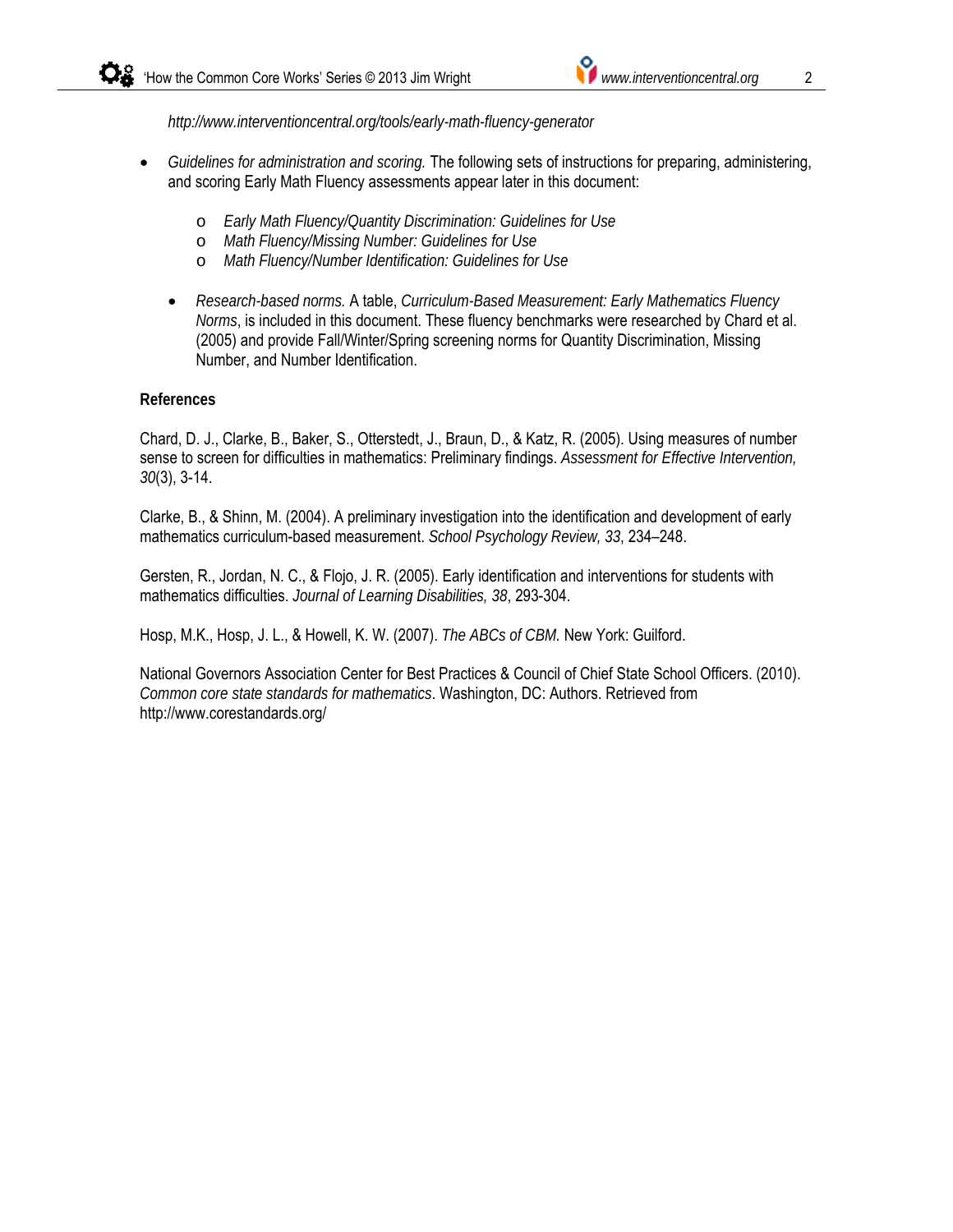*http://www.interventioncentral.org/tools/early-math-fluency-generator*

- *Guidelines for administration and scoring.* The following sets of instructions for preparing, administering, and scoring Early Math Fluency assessments appear later in this document:
    - *Early Math Fluency/Quantity Discrimination: Guidelines for Use*
    - *Math Fluency/Missing Number: Guidelines for Use*
    - *Math Fluency/Number Identification: Guidelines for Use*

- *Research-based norms.* A table, *Curriculum-Based Measurement: Early Mathematics Fluency Norms*, is included in this document. These fluency benchmarks were researched by Chard et al. (2005) and provide Fall/Winter/Spring screening norms for Quantity Discrimination, Missing Number, and Number Identification.

**References**

Chard, D. J., Clarke, B., Baker, S., Otterstedt, J., Braun, D., & Katz, R. (2005). Using measures of number sense to screen for difficulties in mathematics: Preliminary findings. *Assessment for Effective Intervention, 30*(3), 3-14.

Clarke, B., & Shinn, M. (2004). A preliminary investigation into the identification and development of early mathematics curriculum-based measurement. *School Psychology Review, 33*, 234–248.

Gersten, R., Jordan, N. C., & Flojo, J. R. (2005). Early identification and interventions for students with mathematics difficulties. *Journal of Learning Disabilities, 38*, 293-304.

Hosp, M.K., Hosp, J. L., & Howell, K. W. (2007). *The ABCs of CBM.* New York: Guilford.

National Governors Association Center for Best Practices & Council of Chief State School Officers. (2010). *Common core state standards for mathematics*. Washington, DC: Authors. Retrieved from http://www.corestandards.org/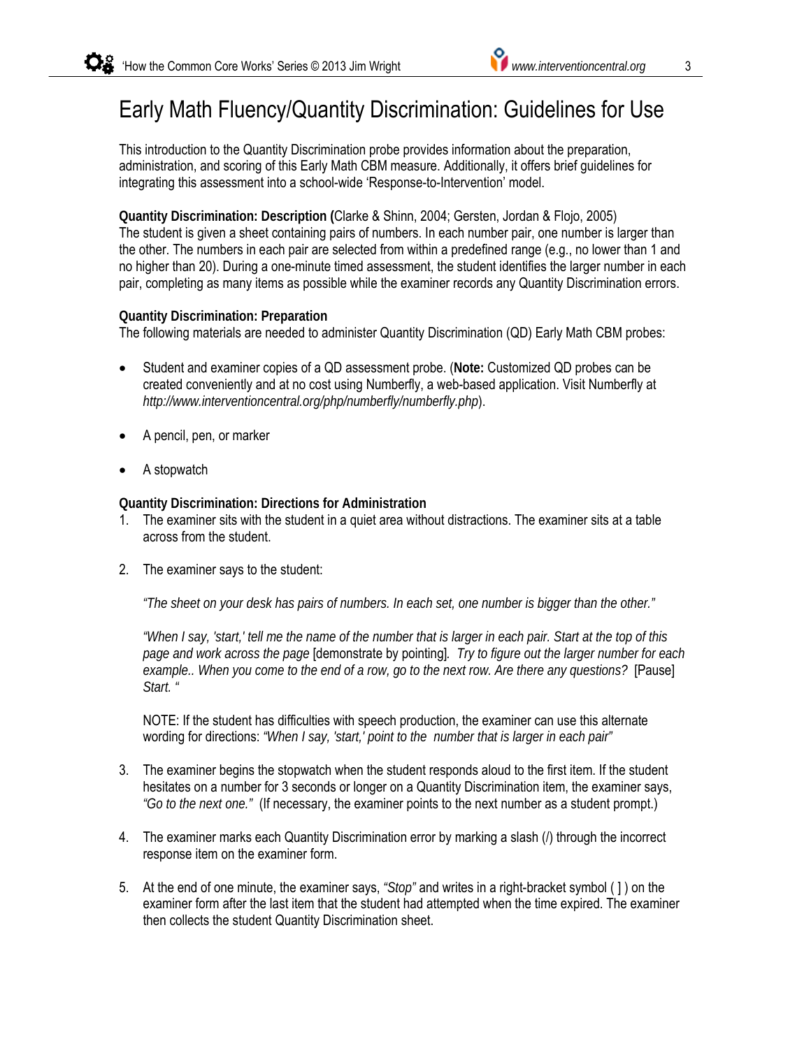# Early Math Fluency/Quantity Discrimination: Guidelines for Use

This introduction to the Quantity Discrimination probe provides information about the preparation, administration, and scoring of this Early Math CBM measure. Additionally, it offers brief guidelines for integrating this assessment into a school-wide 'Response-to-Intervention' model.

**Quantity Discrimination: Description (**Clarke & Shinn, 2004; Gersten, Jordan & Flojo, 2005)
The student is given a sheet containing pairs of numbers. In each number pair, one number is larger than the other. The numbers in each pair are selected from within a predefined range (e.g., no lower than 1 and no higher than 20). During a one-minute timed assessment, the student identifies the larger number in each pair, completing as many items as possible while the examiner records any Quantity Discrimination errors.

**Quantity Discrimination: Preparation**
The following materials are needed to administer Quantity Discrimination (QD) Early Math CBM probes:

- Student and examiner copies of a QD assessment probe. (**Note:** Customized QD probes can be created conveniently and at no cost using Numberfly, a web-based application. Visit Numberfly at *http://www.interventioncentral.org/php/numberfly/numberfly.php*).
- A pencil, pen, or marker
- A stopwatch

**Quantity Discrimination: Directions for Administration**

1. The examiner sits with the student in a quiet area without distractions. The examiner sits at a table across from the student.
2. The examiner says to the student:

   *"The sheet on your desk has pairs of numbers. In each set, one number is bigger than the other."*

   *"When I say, 'start,' tell me the name of the number that is larger in each pair. Start at the top of this page and work across the page* [demonstrate by pointing]*. Try to figure out the larger number for each example.. When you come to the end of a row, go to the next row. Are there any questions?* [Pause] *Start. "*

   NOTE: If the student has difficulties with speech production, the examiner can use this alternate wording for directions: *"When I say, 'start,' point to the number that is larger in each pair"*
3. The examiner begins the stopwatch when the student responds aloud to the first item. If the student hesitates on a number for 3 seconds or longer on a Quantity Discrimination item, the examiner says, *"Go to the next one."* (If necessary, the examiner points to the next number as a student prompt.)
4. The examiner marks each Quantity Discrimination error by marking a slash (/) through the incorrect response item on the examiner form.
5. At the end of one minute, the examiner says, *"Stop"* and writes in a right-bracket symbol ( ] ) on the examiner form after the last item that the student had attempted when the time expired. The examiner then collects the student Quantity Discrimination sheet.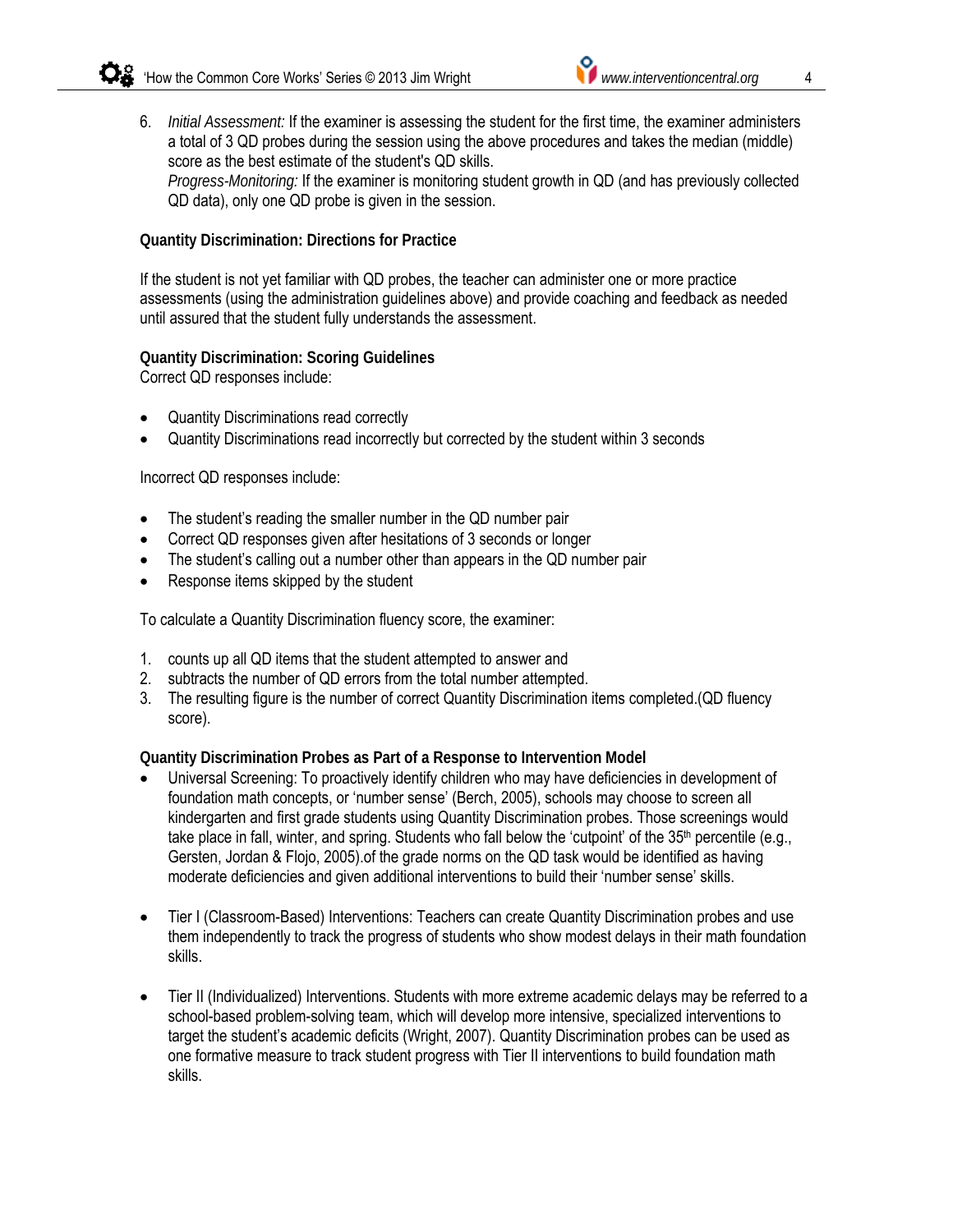6. *Initial Assessment:* If the examiner is assessing the student for the first time, the examiner administers a total of 3 QD probes during the session using the above procedures and takes the median (middle) score as the best estimate of the student's QD skills.
   *Progress-Monitoring:* If the examiner is monitoring student growth in QD (and has previously collected QD data), only one QD probe is given in the session.

**Quantity Discrimination: Directions for Practice**

If the student is not yet familiar with QD probes, the teacher can administer one or more practice assessments (using the administration guidelines above) and provide coaching and feedback as needed until assured that the student fully understands the assessment.

**Quantity Discrimination: Scoring Guidelines**
Correct QD responses include:

- Quantity Discriminations read correctly
- Quantity Discriminations read incorrectly but corrected by the student within 3 seconds

Incorrect QD responses include:

- The student's reading the smaller number in the QD number pair
- Correct QD responses given after hesitations of 3 seconds or longer
- The student's calling out a number other than appears in the QD number pair
- Response items skipped by the student

To calculate a Quantity Discrimination fluency score, the examiner:

1. counts up all QD items that the student attempted to answer and
2. subtracts the number of QD errors from the total number attempted.
3. The resulting figure is the number of correct Quantity Discrimination items completed.(QD fluency score).

**Quantity Discrimination Probes as Part of a Response to Intervention Model**

- Universal Screening: To proactively identify children who may have deficiencies in development of foundation math concepts, or 'number sense' (Berch, 2005), schools may choose to screen all kindergarten and first grade students using Quantity Discrimination probes. Those screenings would take place in fall, winter, and spring. Students who fall below the 'cutpoint' of the 35th percentile (e.g., Gersten, Jordan & Flojo, 2005).of the grade norms on the QD task would be identified as having moderate deficiencies and given additional interventions to build their 'number sense' skills.

- Tier I (Classroom-Based) Interventions: Teachers can create Quantity Discrimination probes and use them independently to track the progress of students who show modest delays in their math foundation skills.

- Tier II (Individualized) Interventions. Students with more extreme academic delays may be referred to a school-based problem-solving team, which will develop more intensive, specialized interventions to target the student's academic deficits (Wright, 2007). Quantity Discrimination probes can be used as one formative measure to track student progress with Tier II interventions to build foundation math skills.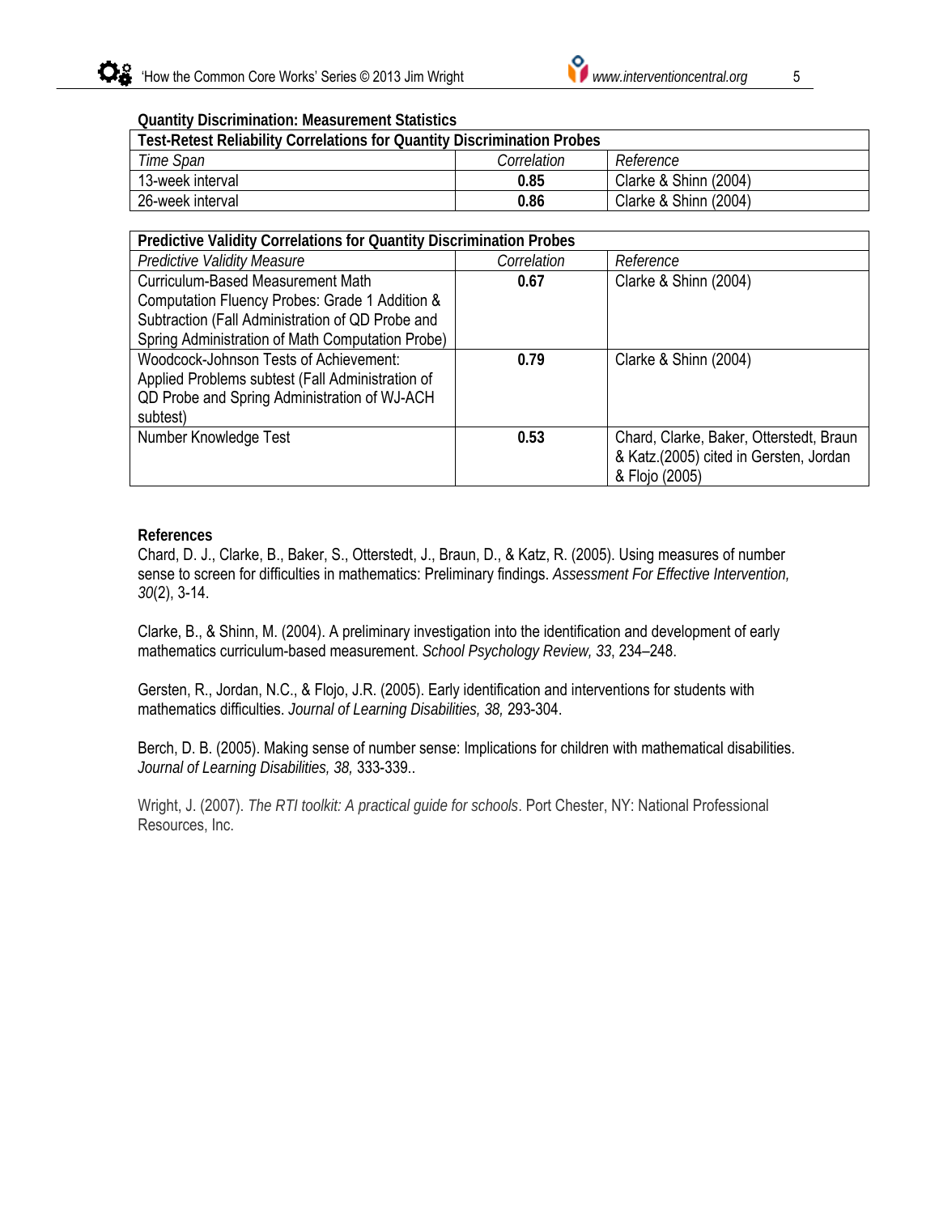**Quantity Discrimination: Measurement Statistics**

| **Test-Retest Reliability Correlations for Quantity Discrimination Probes** | | |
|---|---|---|
| *Time Span* | *Correlation* | *Reference* |
| 13-week interval | **0.85** | Clarke & Shinn (2004) |
| 26-week interval | **0.86** | Clarke & Shinn (2004) |

| **Predictive Validity Correlations for Quantity Discrimination Probes** | | |
|---|---|---|
| *Predictive Validity Measure* | *Correlation* | *Reference* |
| Curriculum-Based Measurement Math Computation Fluency Probes: Grade 1 Addition & Subtraction (Fall Administration of QD Probe and Spring Administration of Math Computation Probe) | **0.67** | Clarke & Shinn (2004) |
| Woodcock-Johnson Tests of Achievement: Applied Problems subtest (Fall Administration of QD Probe and Spring Administration of WJ-ACH subtest) | **0.79** | Clarke & Shinn (2004) |
| Number Knowledge Test | **0.53** | Chard, Clarke, Baker, Otterstedt, Braun & Katz.(2005) cited in Gersten, Jordan & Flojo (2005) |

**References**

Chard, D. J., Clarke, B., Baker, S., Otterstedt, J., Braun, D., & Katz, R. (2005). Using measures of number sense to screen for difficulties in mathematics: Preliminary findings. *Assessment For Effective Intervention, 30*(2), 3-14.

Clarke, B., & Shinn, M. (2004). A preliminary investigation into the identification and development of early mathematics curriculum-based measurement. *School Psychology Review, 33*, 234–248.

Gersten, R., Jordan, N.C., & Flojo, J.R. (2005). Early identification and interventions for students with mathematics difficulties. *Journal of Learning Disabilities, 38,* 293-304.

Berch, D. B. (2005). Making sense of number sense: Implications for children with mathematical disabilities. *Journal of Learning Disabilities, 38,* 333-339..

Wright, J. (2007). *The RTI toolkit: A practical guide for schools*. Port Chester, NY: National Professional Resources, Inc.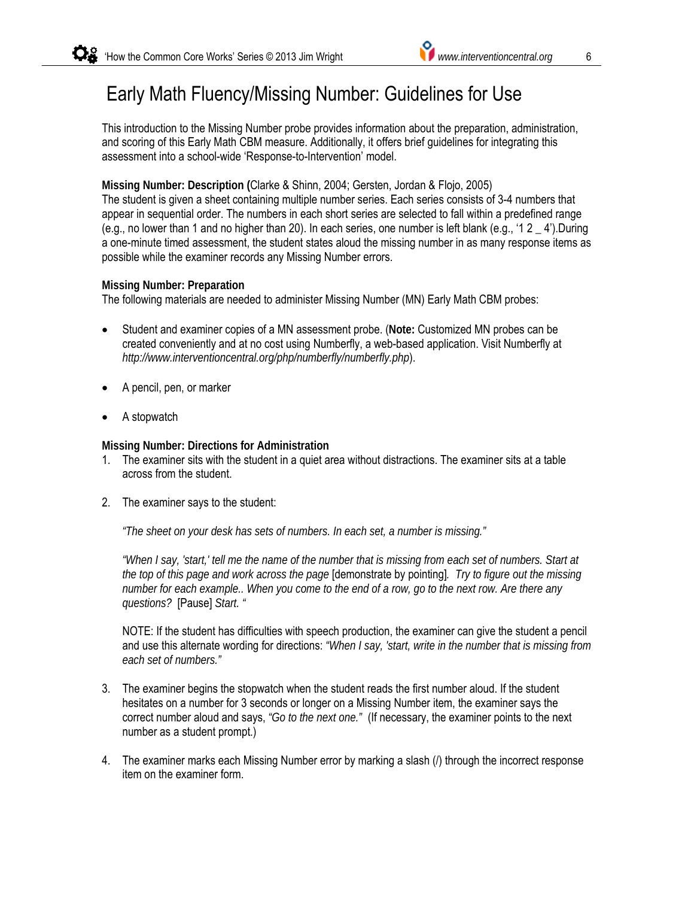# Early Math Fluency/Missing Number: Guidelines for Use

This introduction to the Missing Number probe provides information about the preparation, administration, and scoring of this Early Math CBM measure. Additionally, it offers brief guidelines for integrating this assessment into a school-wide 'Response-to-Intervention' model.

**Missing Number: Description (**Clarke & Shinn, 2004; Gersten, Jordan & Flojo, 2005)
The student is given a sheet containing multiple number series. Each series consists of 3-4 numbers that appear in sequential order. The numbers in each short series are selected to fall within a predefined range (e.g., no lower than 1 and no higher than 20). In each series, one number is left blank (e.g., '1 2 _ 4').During a one-minute timed assessment, the student states aloud the missing number in as many response items as possible while the examiner records any Missing Number errors.

**Missing Number: Preparation**
The following materials are needed to administer Missing Number (MN) Early Math CBM probes:

- Student and examiner copies of a MN assessment probe. (**Note:** Customized MN probes can be created conveniently and at no cost using Numberfly, a web-based application. Visit Numberfly at *http://www.interventioncentral.org/php/numberfly/numberfly.php*).
- A pencil, pen, or marker
- A stopwatch

**Missing Number: Directions for Administration**

1. The examiner sits with the student in a quiet area without distractions. The examiner sits at a table across from the student.
2. The examiner says to the student:

   *"The sheet on your desk has sets of numbers. In each set, a number is missing."*

   *"When I say, 'start,' tell me the name of the number that is missing from each set of numbers. Start at the top of this page and work across the page* [demonstrate by pointing]*. Try to figure out the missing number for each example.. When you come to the end of a row, go to the next row. Are there any questions?* [Pause] *Start. "*

   NOTE: If the student has difficulties with speech production, the examiner can give the student a pencil and use this alternate wording for directions: *"When I say, 'start, write in the number that is missing from each set of numbers."*

3. The examiner begins the stopwatch when the student reads the first number aloud. If the student hesitates on a number for 3 seconds or longer on a Missing Number item, the examiner says the correct number aloud and says, *"Go to the next one."* (If necessary, the examiner points to the next number as a student prompt.)
4. The examiner marks each Missing Number error by marking a slash (/) through the incorrect response item on the examiner form.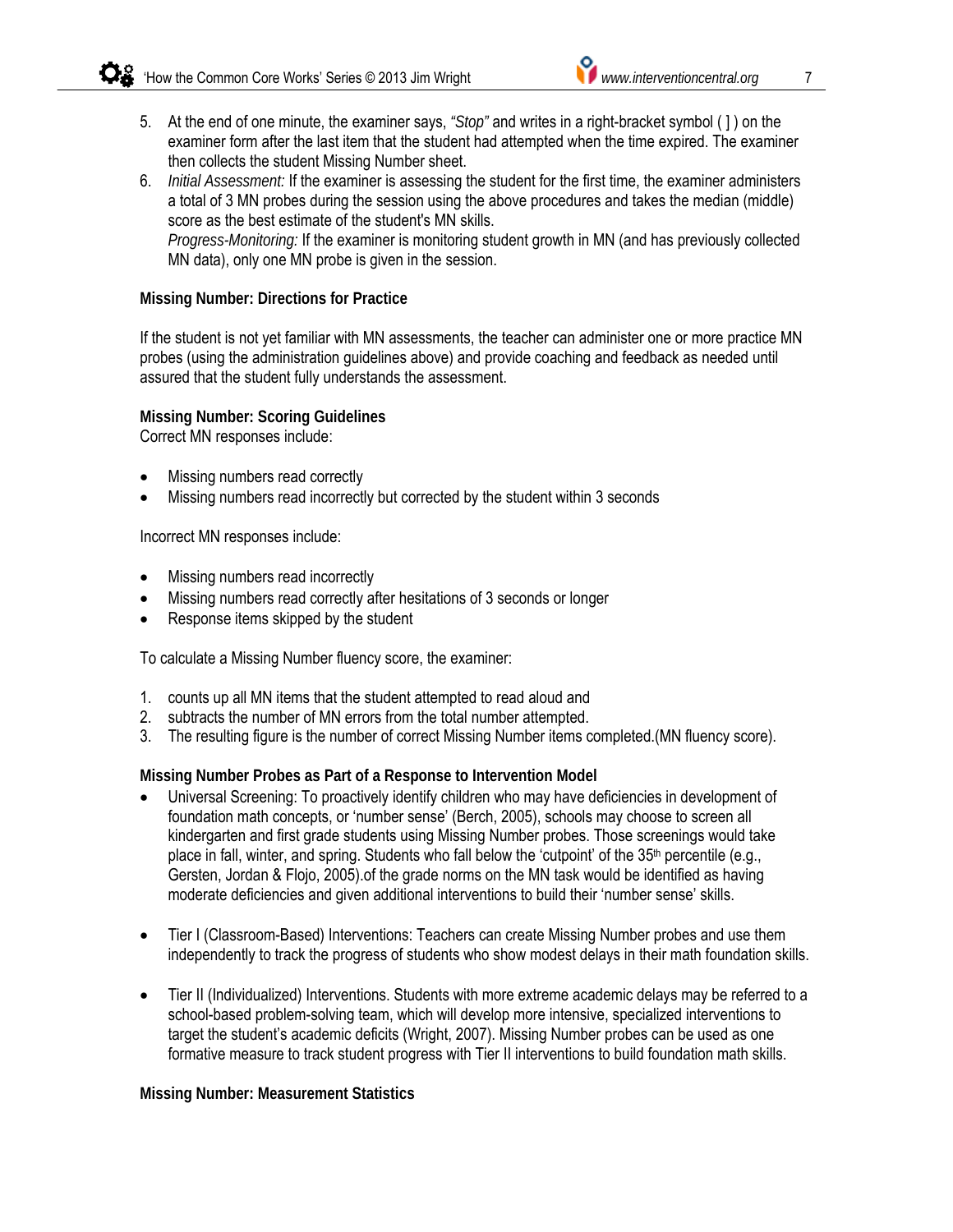5. At the end of one minute, the examiner says, *"Stop"* and writes in a right-bracket symbol ( ] ) on the examiner form after the last item that the student had attempted when the time expired. The examiner then collects the student Missing Number sheet.
6. *Initial Assessment:* If the examiner is assessing the student for the first time, the examiner administers a total of 3 MN probes during the session using the above procedures and takes the median (middle) score as the best estimate of the student's MN skills.
   *Progress-Monitoring:* If the examiner is monitoring student growth in MN (and has previously collected MN data), only one MN probe is given in the session.

**Missing Number: Directions for Practice**

If the student is not yet familiar with MN assessments, the teacher can administer one or more practice MN probes (using the administration guidelines above) and provide coaching and feedback as needed until assured that the student fully understands the assessment.

**Missing Number: Scoring Guidelines**
Correct MN responses include:

- Missing numbers read correctly
- Missing numbers read incorrectly but corrected by the student within 3 seconds

Incorrect MN responses include:

- Missing numbers read incorrectly
- Missing numbers read correctly after hesitations of 3 seconds or longer
- Response items skipped by the student

To calculate a Missing Number fluency score, the examiner:

1. counts up all MN items that the student attempted to read aloud and
2. subtracts the number of MN errors from the total number attempted.
3. The resulting figure is the number of correct Missing Number items completed.(MN fluency score).

**Missing Number Probes as Part of a Response to Intervention Model**

- Universal Screening: To proactively identify children who may have deficiencies in development of foundation math concepts, or 'number sense' (Berch, 2005), schools may choose to screen all kindergarten and first grade students using Missing Number probes. Those screenings would take place in fall, winter, and spring. Students who fall below the 'cutpoint' of the 35th percentile (e.g., Gersten, Jordan & Flojo, 2005).of the grade norms on the MN task would be identified as having moderate deficiencies and given additional interventions to build their 'number sense' skills.

- Tier I (Classroom-Based) Interventions: Teachers can create Missing Number probes and use them independently to track the progress of students who show modest delays in their math foundation skills.

- Tier II (Individualized) Interventions. Students with more extreme academic delays may be referred to a school-based problem-solving team, which will develop more intensive, specialized interventions to target the student's academic deficits (Wright, 2007). Missing Number probes can be used as one formative measure to track student progress with Tier II interventions to build foundation math skills.

**Missing Number: Measurement Statistics**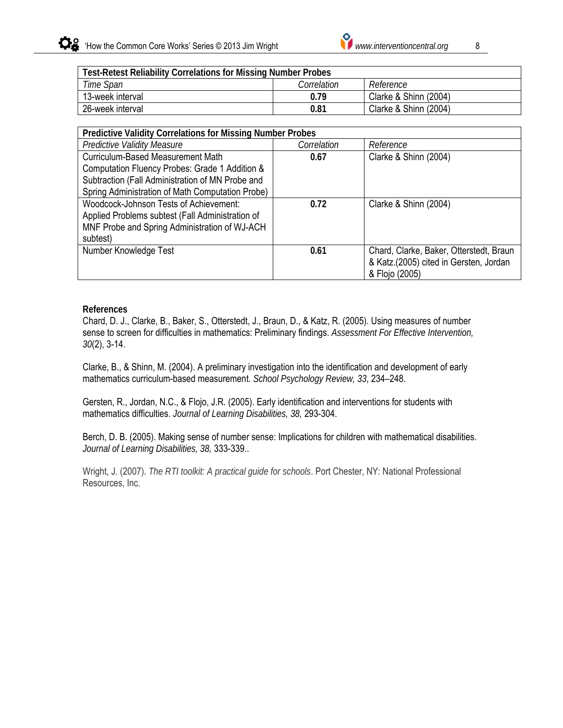| **Test-Retest Reliability Correlations for Missing Number Probes** | | |
|---|---|---|
| *Time Span* | *Correlation* | *Reference* |
| 13-week interval | **0.79** | Clarke & Shinn (2004) |
| 26-week interval | **0.81** | Clarke & Shinn (2004) |

| **Predictive Validity Correlations for Missing Number Probes** | | |
|---|---|---|
| *Predictive Validity Measure* | *Correlation* | *Reference* |
| Curriculum-Based Measurement Math Computation Fluency Probes: Grade 1 Addition & Subtraction (Fall Administration of MN Probe and Spring Administration of Math Computation Probe) | **0.67** | Clarke & Shinn (2004) |
| Woodcock-Johnson Tests of Achievement: Applied Problems subtest (Fall Administration of MNF Probe and Spring Administration of WJ-ACH subtest) | **0.72** | Clarke & Shinn (2004) |
| Number Knowledge Test | **0.61** | Chard, Clarke, Baker, Otterstedt, Braun & Katz.(2005) cited in Gersten, Jordan & Flojo (2005) |

**References**

Chard, D. J., Clarke, B., Baker, S., Otterstedt, J., Braun, D., & Katz, R. (2005). Using measures of number sense to screen for difficulties in mathematics: Preliminary findings. *Assessment For Effective Intervention, 30*(2), 3-14.

Clarke, B., & Shinn, M. (2004). A preliminary investigation into the identification and development of early mathematics curriculum-based measurement. *School Psychology Review, 33*, 234–248.

Gersten, R., Jordan, N.C., & Flojo, J.R. (2005). Early identification and interventions for students with mathematics difficulties. *Journal of Learning Disabilities, 38,* 293-304.

Berch, D. B. (2005). Making sense of number sense: Implications for children with mathematical disabilities. *Journal of Learning Disabilities, 38,* 333-339..

Wright, J. (2007). *The RTI toolkit: A practical guide for schools*. Port Chester, NY: National Professional Resources, Inc.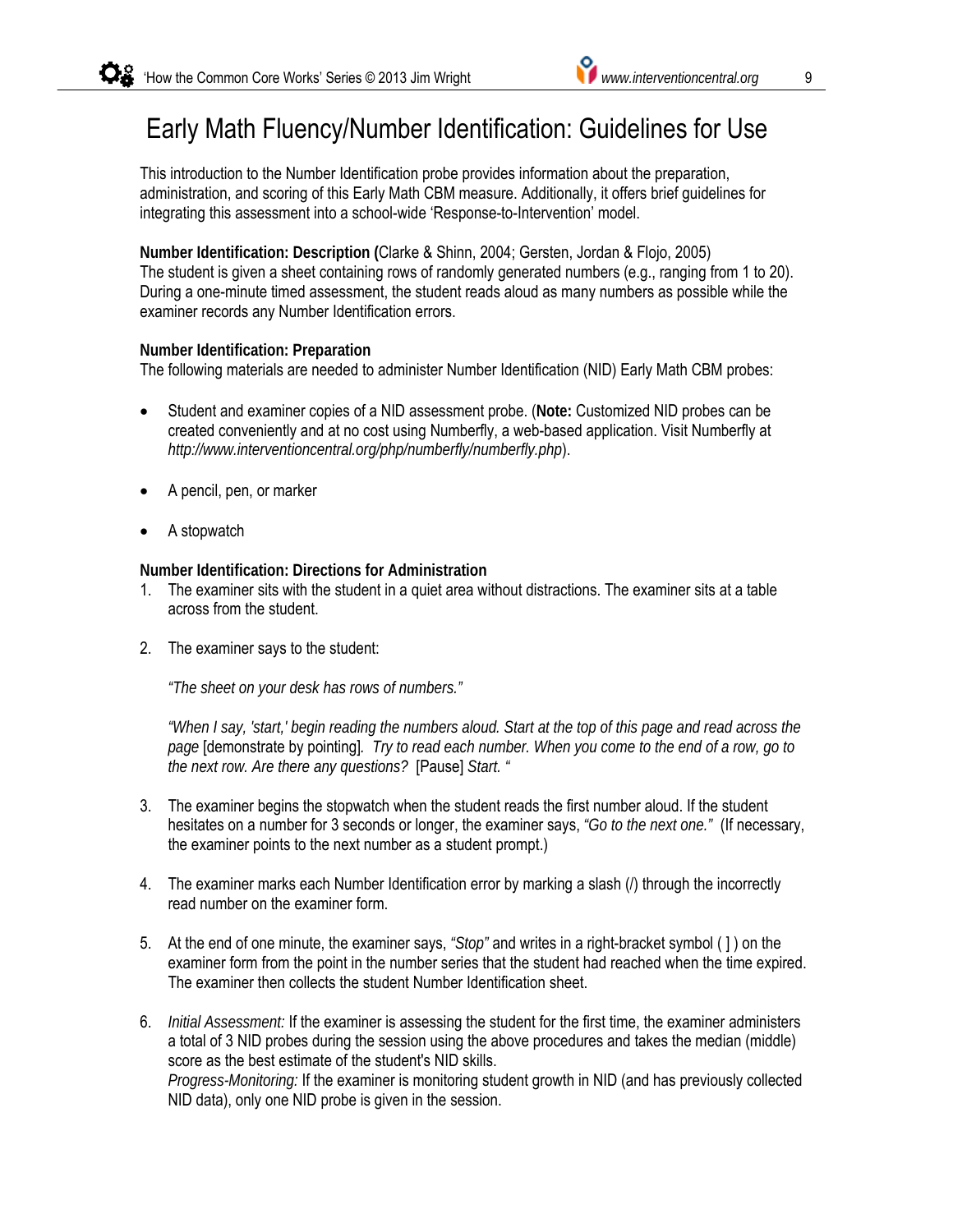# Early Math Fluency/Number Identification: Guidelines for Use

This introduction to the Number Identification probe provides information about the preparation, administration, and scoring of this Early Math CBM measure. Additionally, it offers brief guidelines for integrating this assessment into a school-wide 'Response-to-Intervention' model.

**Number Identification: Description (**Clarke & Shinn, 2004; Gersten, Jordan & Flojo, 2005)
The student is given a sheet containing rows of randomly generated numbers (e.g., ranging from 1 to 20). During a one-minute timed assessment, the student reads aloud as many numbers as possible while the examiner records any Number Identification errors.

**Number Identification: Preparation**
The following materials are needed to administer Number Identification (NID) Early Math CBM probes:

- Student and examiner copies of a NID assessment probe. (**Note:** Customized NID probes can be created conveniently and at no cost using Numberfly, a web-based application. Visit Numberfly at *http://www.interventioncentral.org/php/numberfly/numberfly.php*).
- A pencil, pen, or marker
- A stopwatch

**Number Identification: Directions for Administration**

1. The examiner sits with the student in a quiet area without distractions. The examiner sits at a table across from the student.
2. The examiner says to the student:

   *"The sheet on your desk has rows of numbers."*

   *"When I say, 'start,' begin reading the numbers aloud. Start at the top of this page and read across the page* [demonstrate by pointing]*. Try to read each number. When you come to the end of a row, go to the next row. Are there any questions?* [Pause] *Start. "*

3. The examiner begins the stopwatch when the student reads the first number aloud. If the student hesitates on a number for 3 seconds or longer, the examiner says, *"Go to the next one."* (If necessary, the examiner points to the next number as a student prompt.)
4. The examiner marks each Number Identification error by marking a slash (/) through the incorrectly read number on the examiner form.
5. At the end of one minute, the examiner says, *"Stop"* and writes in a right-bracket symbol ( ] ) on the examiner form from the point in the number series that the student had reached when the time expired. The examiner then collects the student Number Identification sheet.
6. *Initial Assessment:* If the examiner is assessing the student for the first time, the examiner administers a total of 3 NID probes during the session using the above procedures and takes the median (middle) score as the best estimate of the student's NID skills.
   *Progress-Monitoring:* If the examiner is monitoring student growth in NID (and has previously collected NID data), only one NID probe is given in the session.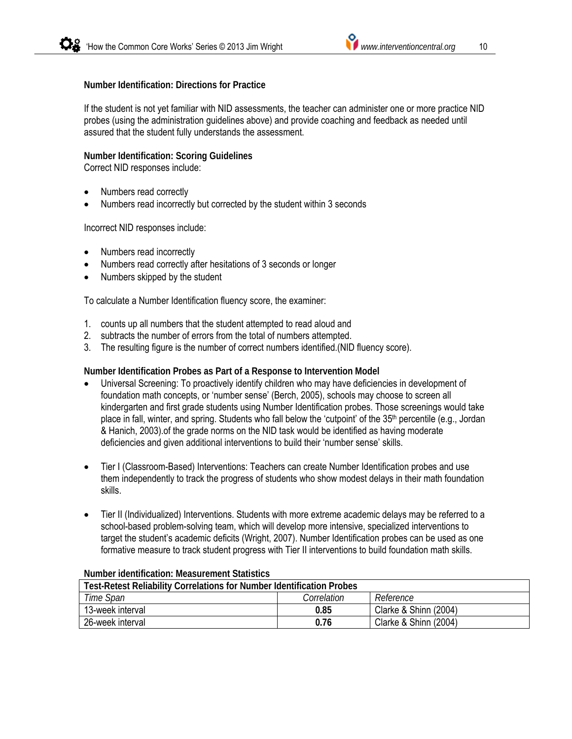**Number Identification: Directions for Practice**

If the student is not yet familiar with NID assessments, the teacher can administer one or more practice NID probes (using the administration guidelines above) and provide coaching and feedback as needed until assured that the student fully understands the assessment.

**Number Identification: Scoring Guidelines**

Correct NID responses include:

- Numbers read correctly
- Numbers read incorrectly but corrected by the student within 3 seconds

Incorrect NID responses include:

- Numbers read incorrectly
- Numbers read correctly after hesitations of 3 seconds or longer
- Numbers skipped by the student

To calculate a Number Identification fluency score, the examiner:

1. counts up all numbers that the student attempted to read aloud and
2. subtracts the number of errors from the total of numbers attempted.
3. The resulting figure is the number of correct numbers identified.(NID fluency score).

**Number Identification Probes as Part of a Response to Intervention Model**

- Universal Screening: To proactively identify children who may have deficiencies in development of foundation math concepts, or 'number sense' (Berch, 2005), schools may choose to screen all kindergarten and first grade students using Number Identification probes. Those screenings would take place in fall, winter, and spring. Students who fall below the 'cutpoint' of the 35th percentile (e.g., Jordan & Hanich, 2003).of the grade norms on the NID task would be identified as having moderate deficiencies and given additional interventions to build their 'number sense' skills.

- Tier I (Classroom-Based) Interventions: Teachers can create Number Identification probes and use them independently to track the progress of students who show modest delays in their math foundation skills.

- Tier II (Individualized) Interventions. Students with more extreme academic delays may be referred to a school-based problem-solving team, which will develop more intensive, specialized interventions to target the student's academic deficits (Wright, 2007). Number Identification probes can be used as one formative measure to track student progress with Tier II interventions to build foundation math skills.

**Number identification: Measurement Statistics**

| **Test-Retest Reliability Correlations for Number Identification Probes** | | |
|---|---|---|
| *Time Span* | *Correlation* | *Reference* |
| 13-week interval | **0.85** | Clarke & Shinn (2004) |
| 26-week interval | **0.76** | Clarke & Shinn (2004) |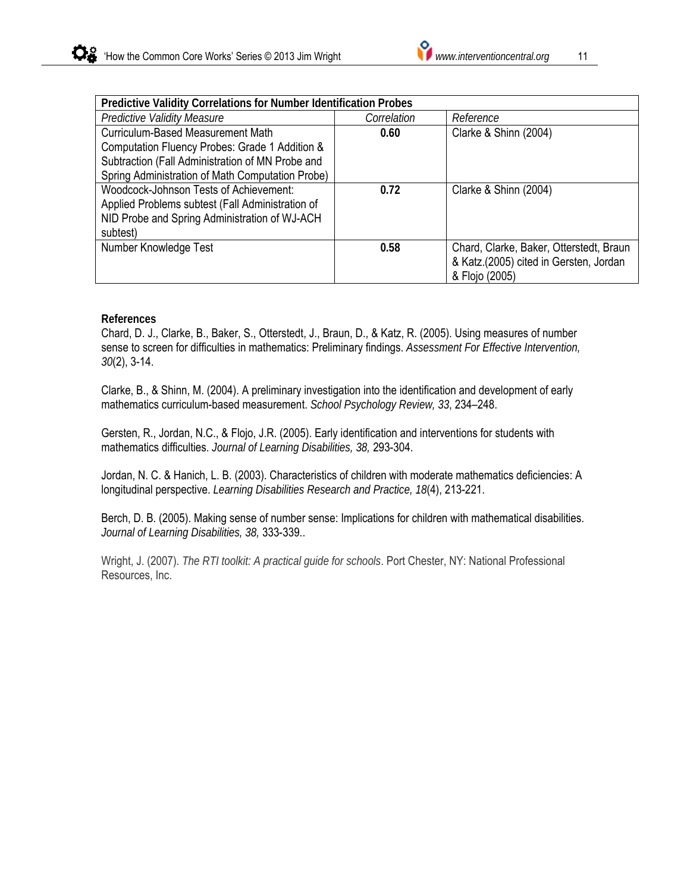| **Predictive Validity Correlations for Number Identification Probes** | | |
|---|---|---|
| *Predictive Validity Measure* | *Correlation* | *Reference* |
| Curriculum-Based Measurement Math Computation Fluency Probes: Grade 1 Addition & Subtraction (Fall Administration of MN Probe and Spring Administration of Math Computation Probe) | **0.60** | Clarke & Shinn (2004) |
| Woodcock-Johnson Tests of Achievement: Applied Problems subtest (Fall Administration of NID Probe and Spring Administration of WJ-ACH subtest) | **0.72** | Clarke & Shinn (2004) |
| Number Knowledge Test | **0.58** | Chard, Clarke, Baker, Otterstedt, Braun & Katz.(2005) cited in Gersten, Jordan & Flojo (2005) |

**References**

Chard, D. J., Clarke, B., Baker, S., Otterstedt, J., Braun, D., & Katz, R. (2005). Using measures of number sense to screen for difficulties in mathematics: Preliminary findings. *Assessment For Effective Intervention, 30*(2), 3-14.

Clarke, B., & Shinn, M. (2004). A preliminary investigation into the identification and development of early mathematics curriculum-based measurement. *School Psychology Review, 33*, 234–248.

Gersten, R., Jordan, N.C., & Flojo, J.R. (2005). Early identification and interventions for students with mathematics difficulties. *Journal of Learning Disabilities, 38,* 293-304.

Jordan, N. C. & Hanich, L. B. (2003). Characteristics of children with moderate mathematics deficiencies: A longitudinal perspective. *Learning Disabilities Research and Practice, 18*(4), 213-221.

Berch, D. B. (2005). Making sense of number sense: Implications for children with mathematical disabilities. *Journal of Learning Disabilities, 38,* 333-339..

Wright, J. (2007). *The RTI toolkit: A practical guide for schools*. Port Chester, NY: National Professional Resources, Inc.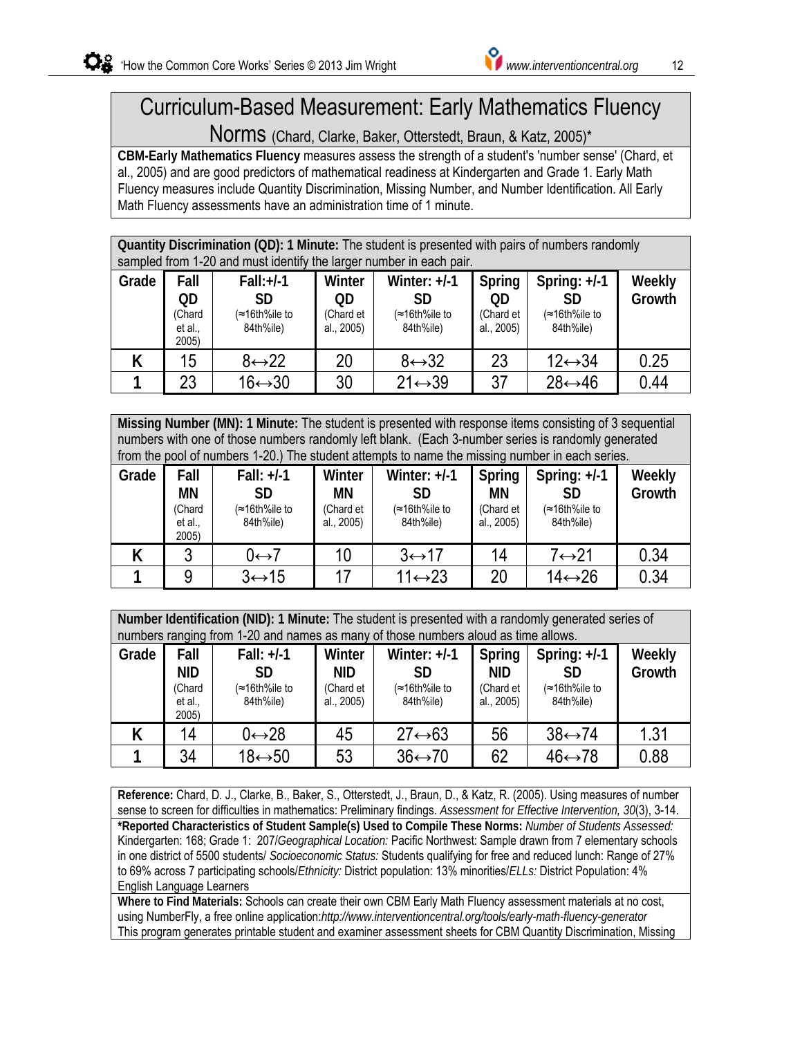# Curriculum-Based Measurement: Early Mathematics Fluency Norms (Chard, Clarke, Baker, Otterstedt, Braun, & Katz, 2005)*

**CBM-Early Mathematics Fluency** measures assess the strength of a student's 'number sense' (Chard, et al., 2005) and are good predictors of mathematical readiness at Kindergarten and Grade 1. Early Math Fluency measures include Quantity Discrimination, Missing Number, and Number Identification. All Early Math Fluency assessments have an administration time of 1 minute.

**Quantity Discrimination (QD): 1 Minute:** The student is presented with pairs of numbers randomly sampled from 1-20 and must identify the larger number in each pair.

| Grade | Fall QD (Chard et al., 2005) | Fall:+/-1 SD (≈16th%ile to 84th%ile) | Winter QD (Chard et al., 2005) | Winter: +/-1 SD (≈16th%ile to 84th%ile) | Spring QD (Chard et al., 2005) | Spring: +/-1 SD (≈16th%ile to 84th%ile) | Weekly Growth |
|---|---|---|---|---|---|---|---|
| K | 15 | 8↔22 | 20 | 8↔32 | 23 | 12↔34 | 0.25 |
| 1 | 23 | 16↔30 | 30 | 21↔39 | 37 | 28↔46 | 0.44 |

**Missing Number (MN): 1 Minute:** The student is presented with response items consisting of 3 sequential numbers with one of those numbers randomly left blank. (Each 3-number series is randomly generated from the pool of numbers 1-20.) The student attempts to name the missing number in each series.

| Grade | Fall MN (Chard et al., 2005) | Fall: +/-1 SD (≈16th%ile to 84th%ile) | Winter MN (Chard et al., 2005) | Winter: +/-1 SD (≈16th%ile to 84th%ile) | Spring MN (Chard et al., 2005) | Spring: +/-1 SD (≈16th%ile to 84th%ile) | Weekly Growth |
|---|---|---|---|---|---|---|---|
| K | 3 | 0↔7 | 10 | 3↔17 | 14 | 7↔21 | 0.34 |
| 1 | 9 | 3↔15 | 17 | 11↔23 | 20 | 14↔26 | 0.34 |

**Number Identification (NID): 1 Minute:** The student is presented with a randomly generated series of numbers ranging from 1-20 and names as many of those numbers aloud as time allows.

| Grade | Fall NID (Chard et al., 2005) | Fall: +/-1 SD (≈16th%ile to 84th%ile) | Winter NID (Chard et al., 2005) | Winter: +/-1 SD (≈16th%ile to 84th%ile) | Spring NID (Chard et al., 2005) | Spring: +/-1 SD (≈16th%ile to 84th%ile) | Weekly Growth |
|---|---|---|---|---|---|---|---|
| K | 14 | 0↔28 | 45 | 27↔63 | 56 | 38↔74 | 1.31 |
| 1 | 34 | 18↔50 | 53 | 36↔70 | 62 | 46↔78 | 0.88 |

**Reference:** Chard, D. J., Clarke, B., Baker, S., Otterstedt, J., Braun, D., & Katz, R. (2005). Using measures of number sense to screen for difficulties in mathematics: Preliminary findings. *Assessment for Effective Intervention, 30*(3), 3-14.

**\*Reported Characteristics of Student Sample(s) Used to Compile These Norms:** *Number of Students Assessed:* Kindergarten: 168; Grade 1: 207/*Geographical Location:* Pacific Northwest: Sample drawn from 7 elementary schools in one district of 5500 students/ *Socioeconomic Status:* Students qualifying for free and reduced lunch: Range of 27% to 69% across 7 participating schools/*Ethnicity:* District population: 13% minorities/*ELLs:* District Population: 4% English Language Learners

**Where to Find Materials:** Schools can create their own CBM Early Math Fluency assessment materials at no cost, using NumberFly, a free online application:*http://www.interventioncentral.org/tools/early-math-fluency-generator* This program generates printable student and examiner assessment sheets for CBM Quantity Discrimination, Missing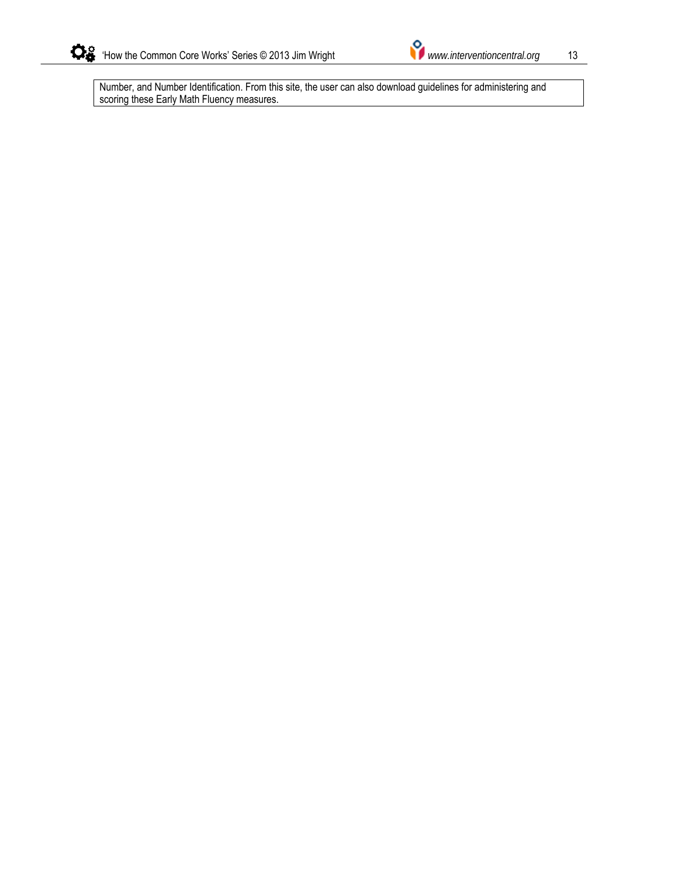Number, and Number Identification. From this site, the user can also download guidelines for administering and scoring these Early Math Fluency measures.